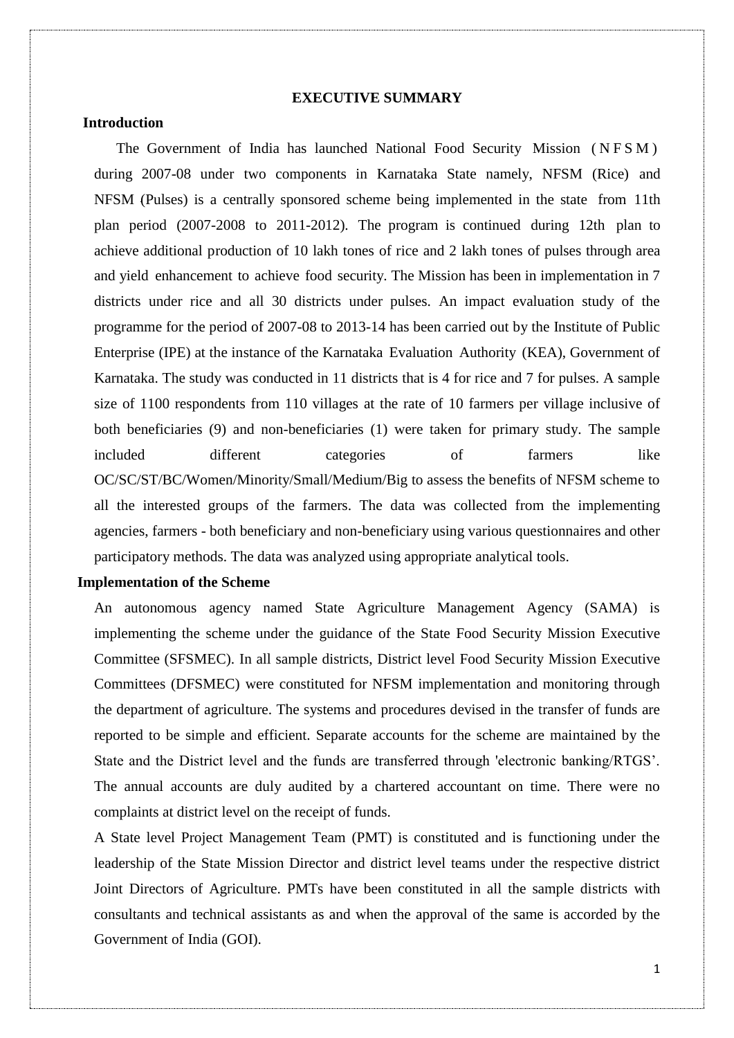# EXECUTIVE SUMMARY

## Introduction

The Government of India has launched National Food Security Mission (N F S M) during 2007-08 under two components in Karnataka State namely, NFSM (Rice) and NFSM (Pulses) is a centrally sponsored scheme being implemented in the state from 11th plan period (2007-2008 to 2011-2012). The program is continued during 12th plan to achieve additional production of 10 lakh tones of rice and 2 lakh tones of pulses through area and yield enhancement to achieve food security. The Mission has been in implementation in 7 districts under rice and all 30 districts under pulses. An impact evaluation study of the programme for the period of 2007-08 to 2013-14 has been carried out by the Institute of Public Enterprise (IPE) at the instance of the Karnataka Evaluation Authority (KEA), Government of Karnataka. The study was conducted in 11 districts that is 4 for rice and 7 for pulses. A sample size of 1100 respondents from 110 villages at the rate of 10 farmers per village inclusive of both beneficiaries (9) and non-beneficiaries (1) were taken for primary study. The sample included different categories of farmers like OC/SC/ST/BC/Women/Minority/Small/Medium/Big to assess the benefits of NFSM scheme to all the interested groups of the farmers. The data was collected from the implementing agencies, farmers - both beneficiary and non-beneficiary using various questionnaires and other participatory methods. The data was analyzed using appropriate analytical tools.

## Implementation of the Scheme

An autonomous agency named State Agriculture Management Agency (SAMA) is implementing the scheme under the guidance of the State Food Security Mission Executive Committee (SFSMEC). In all sample districts, District level Food Security Mission Executive Committees (DFSMEC) were constituted for NFSM implementation and monitoring through the department of agriculture. The systems and procedures devised in the transfer of funds are reported to be simple and efficient. Separate accounts for the scheme are maintained by the State and the District level and the funds are transferred through 'electronic banking/RTGS'. The annual accounts are duly audited by a chartered accountant on time. There were no complaints at district level on the receipt of funds.

A State level Project Management Team (PMT) is constituted and is functioning under the leadership of the State Mission Director and district level teams under the respective district Joint Directors of Agriculture. PMTs have been constituted in all the sample districts with consultants and technical assistants as and when the approval of the same is accorded by the Government of India (GOI).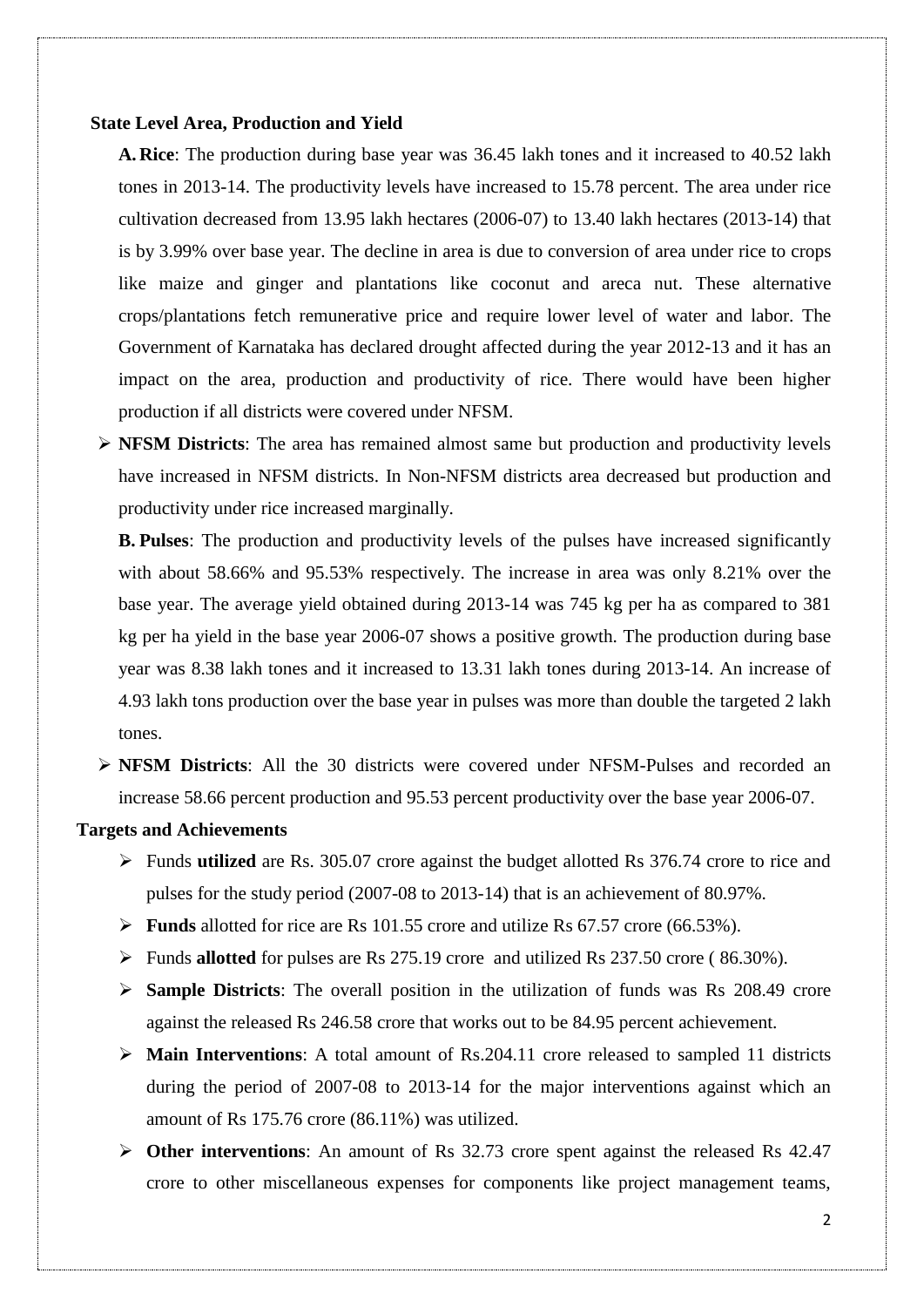**State Level Area, Production and Yield**

**A. Rice**: The production during base year was 36.45 lakh tones and it increased to 40.52 lakh tones in 2013-14. The productivity levels have increased to 15.78 percent. The area under rice cultivation decreased from 13.95 lakh hectares (2006-07) to 13.40 lakh hectares (2013-14) that is by 3.99% over base year. The decline in area is due to conversion of area under rice to crops like maize and ginger and plantations like coconut and areca nut. These alternative crops/plantations fetch remunerative price and require lower level of water and labor. The Government of Karnataka has declared drought affected during the year 2012-13 and it has an impact on the area, production and productivity of rice. There would have been higher production if all districts were covered under NFSM.

- **NFSM Districts**: The area has remained almost same but production and productivity levels have increased in NFSM districts. In Non-NFSM districts area decreased but production and productivity under rice increased marginally.

**B. Pulses**: The production and productivity levels of the pulses have increased significantly with about 58.66% and 95.53% respectively. The increase in area was only 8.21% over the base year. The average yield obtained during 2013-14 was 745 kg per ha as compared to 381 kg per ha yield in the base year 2006-07 shows a positive growth. The production during base year was 8.38 lakh tones and it increased to 13.31 lakh tones during 2013-14. An increase of 4.93 lakh tons production over the base year in pulses was more than double the targeted 2 lakh tones.

- **NFSM Districts**: All the 30 districts were covered under NFSM-Pulses and recorded an increase 58.66 percent production and 95.53 percent productivity over the base year 2006-07.

**Targets and Achievements**

- Funds **utilized** are Rs. 305.07 crore against the budget allotted Rs 376.74 crore to rice and pulses for the study period (2007-08 to 2013-14) that is an achievement of 80.97%.
- **Funds** allotted for rice are Rs 101.55 crore and utilize Rs 67.57 crore (66.53%).
- Funds **allotted** for pulses are Rs 275.19 crore and utilized Rs 237.50 crore ( 86.30%).
- **Sample Districts**: The overall position in the utilization of funds was Rs 208.49 crore against the released Rs 246.58 crore that works out to be 84.95 percent achievement.
- **Main Interventions**: A total amount of Rs.204.11 crore released to sampled 11 districts during the period of 2007-08 to 2013-14 for the major interventions against which an amount of Rs 175.76 crore (86.11%) was utilized.
- **Other interventions**: An amount of Rs 32.73 crore spent against the released Rs 42.47 crore to other miscellaneous expenses for components like project management teams,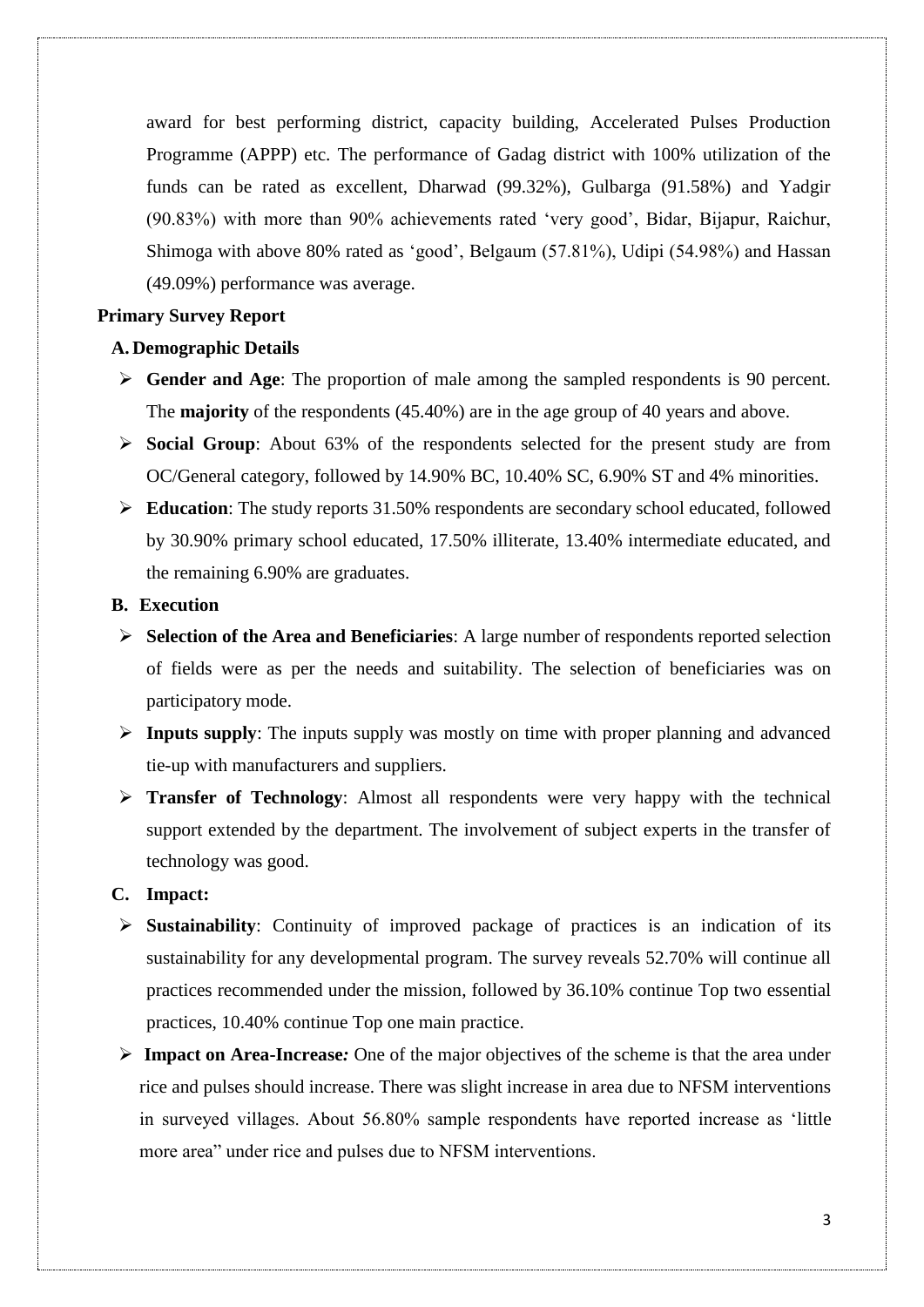award for best performing district, capacity building, Accelerated Pulses Production Programme (APPP) etc. The performance of Gadag district with 100% utilization of the funds can be rated as excellent, Dharwad (99.32%), Gulbarga (91.58%) and Yadgir (90.83%) with more than 90% achievements rated 'very good', Bidar, Bijapur, Raichur, Shimoga with above 80% rated as 'good', Belgaum (57.81%), Udipi (54.98%) and Hassan (49.09%) performance was average.

**Primary Survey Report**

**A. Demographic Details**

- **Gender and Age**: The proportion of male among the sampled respondents is 90 percent. The **majority** of the respondents (45.40%) are in the age group of 40 years and above.
- **Social Group**: About 63% of the respondents selected for the present study are from OC/General category, followed by 14.90% BC, 10.40% SC, 6.90% ST and 4% minorities.
- **Education**: The study reports 31.50% respondents are secondary school educated, followed by 30.90% primary school educated, 17.50% illiterate, 13.40% intermediate educated, and the remaining 6.90% are graduates.

**B. Execution**

- **Selection of the Area and Beneficiaries**: A large number of respondents reported selection of fields were as per the needs and suitability. The selection of beneficiaries was on participatory mode.
- **Inputs supply**: The inputs supply was mostly on time with proper planning and advanced tie-up with manufacturers and suppliers.
- **Transfer of Technology**: Almost all respondents were very happy with the technical support extended by the department. The involvement of subject experts in the transfer of technology was good.

**C. Impact:**

- **Sustainability**: Continuity of improved package of practices is an indication of its sustainability for any developmental program. The survey reveals 52.70% will continue all practices recommended under the mission, followed by 36.10% continue Top two essential practices, 10.40% continue Top one main practice.
- **Impact on Area-Increase***:* One of the major objectives of the scheme is that the area under rice and pulses should increase. There was slight increase in area due to NFSM interventions in surveyed villages. About 56.80% sample respondents have reported increase as 'little more area" under rice and pulses due to NFSM interventions.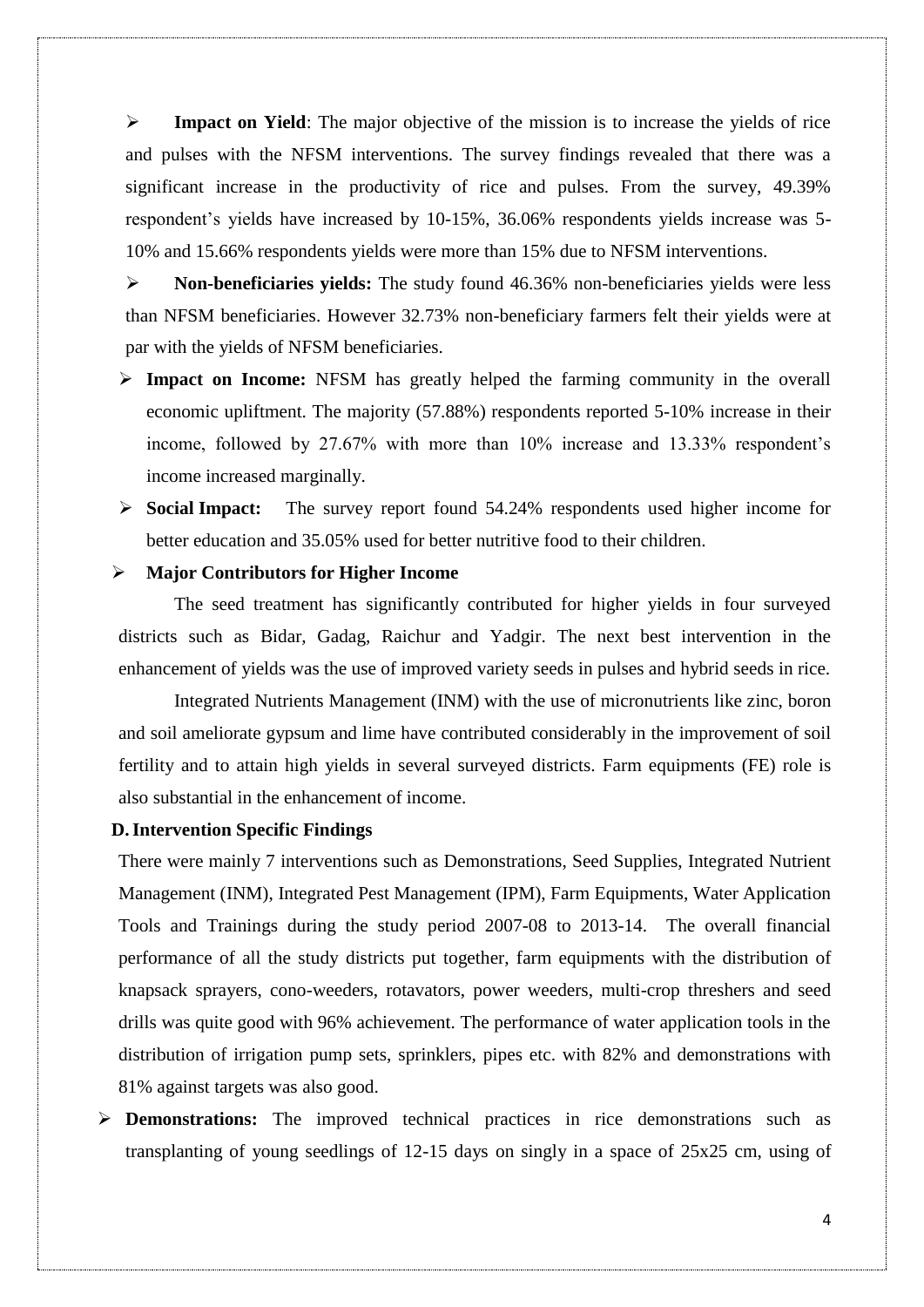- **Impact on Yield**: The major objective of the mission is to increase the yields of rice and pulses with the NFSM interventions. The survey findings revealed that there was a significant increase in the productivity of rice and pulses. From the survey, 49.39% respondent's yields have increased by 10-15%, 36.06% respondents yields increase was 5-10% and 15.66% respondents yields were more than 15% due to NFSM interventions.
- **Non-beneficiaries yields:** The study found 46.36% non-beneficiaries yields were less than NFSM beneficiaries. However 32.73% non-beneficiary farmers felt their yields were at par with the yields of NFSM beneficiaries.
- **Impact on Income:** NFSM has greatly helped the farming community in the overall economic upliftment. The majority (57.88%) respondents reported 5-10% increase in their income, followed by 27.67% with more than 10% increase and 13.33% respondent's income increased marginally.
- **Social Impact:** The survey report found 54.24% respondents used higher income for better education and 35.05% used for better nutritive food to their children.
- **Major Contributors for Higher Income**

The seed treatment has significantly contributed for higher yields in four surveyed districts such as Bidar, Gadag, Raichur and Yadgir. The next best intervention in the enhancement of yields was the use of improved variety seeds in pulses and hybrid seeds in rice.

Integrated Nutrients Management (INM) with the use of micronutrients like zinc, boron and soil ameliorate gypsum and lime have contributed considerably in the improvement of soil fertility and to attain high yields in several surveyed districts. Farm equipments (FE) role is also substantial in the enhancement of income.

### D. Intervention Specific Findings

There were mainly 7 interventions such as Demonstrations, Seed Supplies, Integrated Nutrient Management (INM), Integrated Pest Management (IPM), Farm Equipments, Water Application Tools and Trainings during the study period 2007-08 to 2013-14. The overall financial performance of all the study districts put together, farm equipments with the distribution of knapsack sprayers, cono-weeders, rotavators, power weeders, multi-crop threshers and seed drills was quite good with 96% achievement. The performance of water application tools in the distribution of irrigation pump sets, sprinklers, pipes etc. with 82% and demonstrations with 81% against targets was also good.

- **Demonstrations:** The improved technical practices in rice demonstrations such as transplanting of young seedlings of 12-15 days on singly in a space of 25x25 cm, using of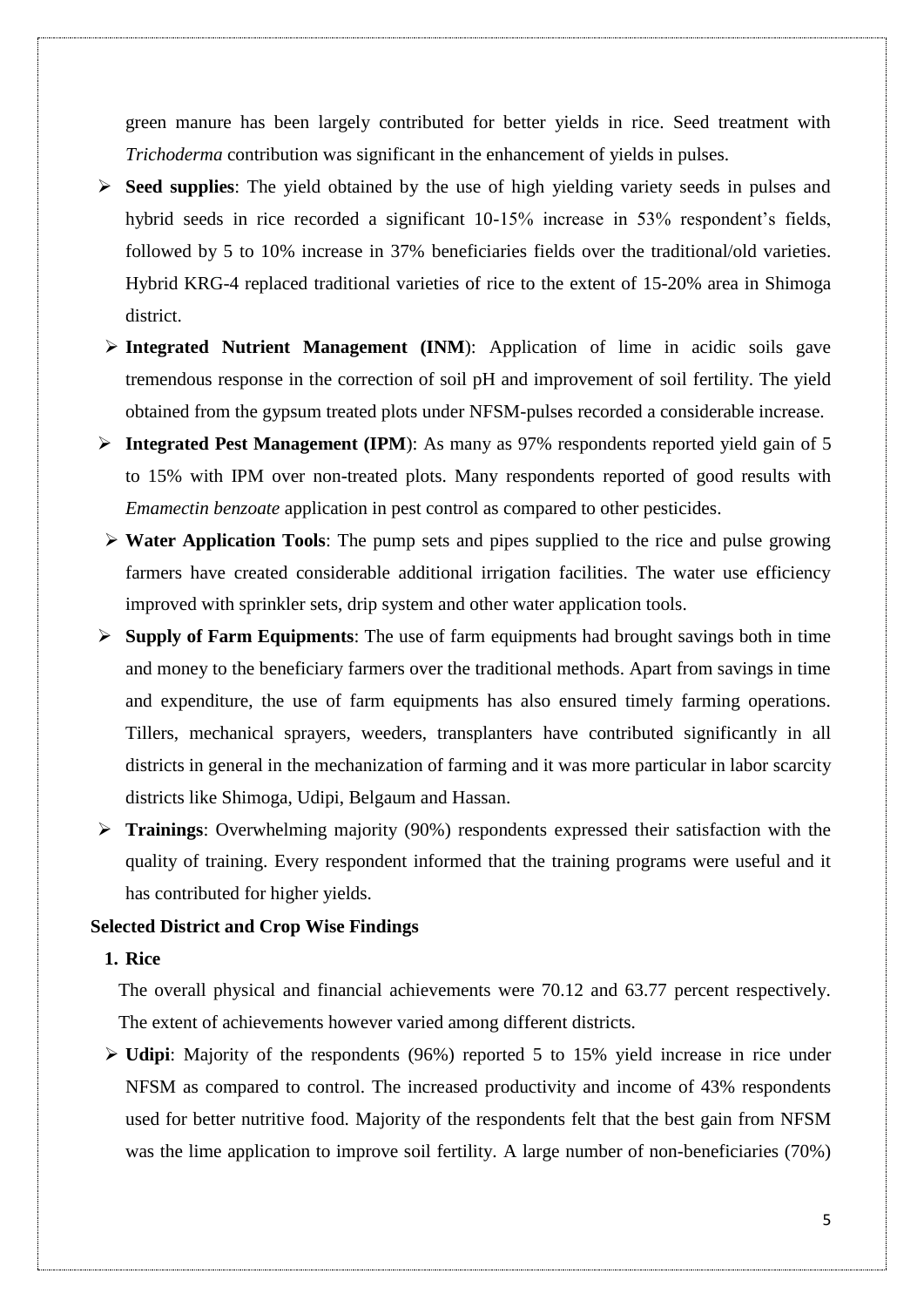green manure has been largely contributed for better yields in rice. Seed treatment with *Trichoderma* contribution was significant in the enhancement of yields in pulses.

- **Seed supplies**: The yield obtained by the use of high yielding variety seeds in pulses and hybrid seeds in rice recorded a significant 10-15% increase in 53% respondent's fields, followed by 5 to 10% increase in 37% beneficiaries fields over the traditional/old varieties. Hybrid KRG-4 replaced traditional varieties of rice to the extent of 15-20% area in Shimoga district.
- **Integrated Nutrient Management (INM)**: Application of lime in acidic soils gave tremendous response in the correction of soil pH and improvement of soil fertility. The yield obtained from the gypsum treated plots under NFSM-pulses recorded a considerable increase.
- **Integrated Pest Management (IPM)**: As many as 97% respondents reported yield gain of 5 to 15% with IPM over non-treated plots. Many respondents reported of good results with *Emamectin benzoate* application in pest control as compared to other pesticides.
- **Water Application Tools**: The pump sets and pipes supplied to the rice and pulse growing farmers have created considerable additional irrigation facilities. The water use efficiency improved with sprinkler sets, drip system and other water application tools.
- **Supply of Farm Equipments**: The use of farm equipments had brought savings both in time and money to the beneficiary farmers over the traditional methods. Apart from savings in time and expenditure, the use of farm equipments has also ensured timely farming operations. Tillers, mechanical sprayers, weeders, transplanters have contributed significantly in all districts in general in the mechanization of farming and it was more particular in labor scarcity districts like Shimoga, Udipi, Belgaum and Hassan.
- **Trainings**: Overwhelming majority (90%) respondents expressed their satisfaction with the quality of training. Every respondent informed that the training programs were useful and it has contributed for higher yields.

**Selected District and Crop Wise Findings**

**1. Rice**

The overall physical and financial achievements were 70.12 and 63.77 percent respectively. The extent of achievements however varied among different districts.

- **Udipi**: Majority of the respondents (96%) reported 5 to 15% yield increase in rice under NFSM as compared to control. The increased productivity and income of 43% respondents used for better nutritive food. Majority of the respondents felt that the best gain from NFSM was the lime application to improve soil fertility. A large number of non-beneficiaries (70%)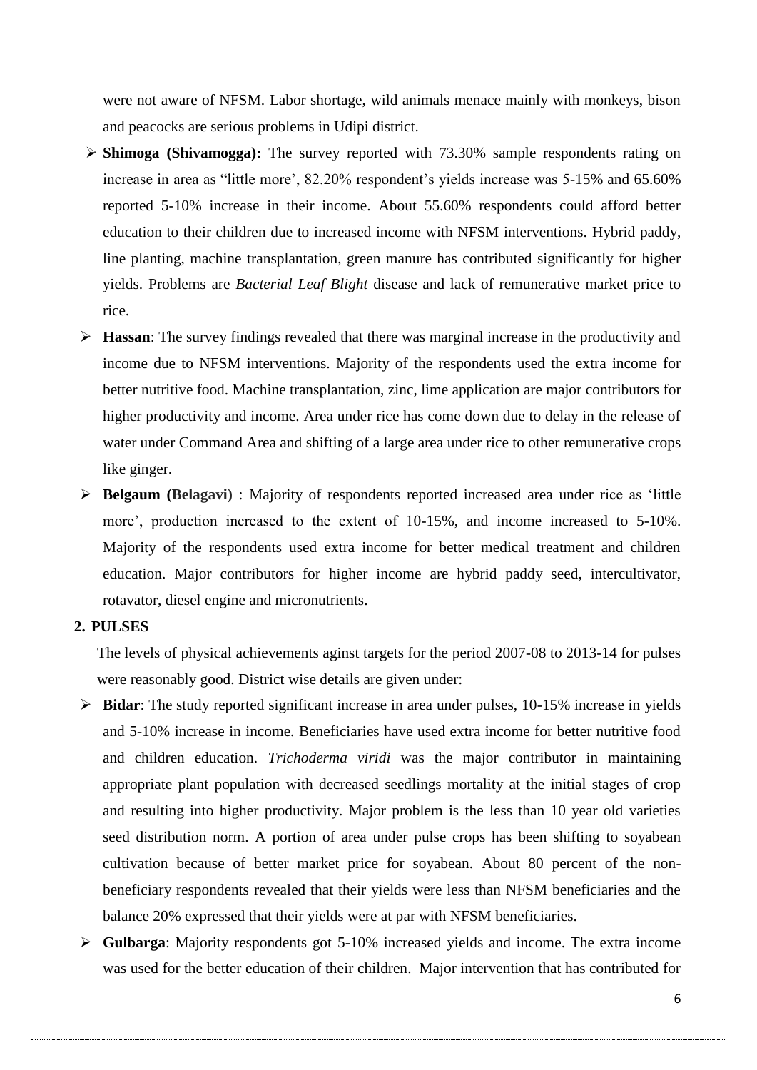were not aware of NFSM. Labor shortage, wild animals menace mainly with monkeys, bison and peacocks are serious problems in Udipi district.

- **Shimoga (Shivamogga):** The survey reported with 73.30% sample respondents rating on increase in area as "little more', 82.20% respondent's yields increase was 5-15% and 65.60% reported 5-10% increase in their income. About 55.60% respondents could afford better education to their children due to increased income with NFSM interventions. Hybrid paddy, line planting, machine transplantation, green manure has contributed significantly for higher yields. Problems are *Bacterial Leaf Blight* disease and lack of remunerative market price to rice.
- **Hassan**: The survey findings revealed that there was marginal increase in the productivity and income due to NFSM interventions. Majority of the respondents used the extra income for better nutritive food. Machine transplantation, zinc, lime application are major contributors for higher productivity and income. Area under rice has come down due to delay in the release of water under Command Area and shifting of a large area under rice to other remunerative crops like ginger.
- **Belgaum (Belagavi)** : Majority of respondents reported increased area under rice as 'little more', production increased to the extent of 10-15%, and income increased to 5-10%. Majority of the respondents used extra income for better medical treatment and children education. Major contributors for higher income are hybrid paddy seed, intercultivator, rotavator, diesel engine and micronutrients.

**2. PULSES**

The levels of physical achievements aginst targets for the period 2007-08 to 2013-14 for pulses were reasonably good. District wise details are given under:

- **Bidar**: The study reported significant increase in area under pulses, 10-15% increase in yields and 5-10% increase in income. Beneficiaries have used extra income for better nutritive food and children education. *Trichoderma viridi* was the major contributor in maintaining appropriate plant population with decreased seedlings mortality at the initial stages of crop and resulting into higher productivity. Major problem is the less than 10 year old varieties seed distribution norm. A portion of area under pulse crops has been shifting to soyabean cultivation because of better market price for soyabean. About 80 percent of the non-beneficiary respondents revealed that their yields were less than NFSM beneficiaries and the balance 20% expressed that their yields were at par with NFSM beneficiaries.
- **Gulbarga**: Majority respondents got 5-10% increased yields and income. The extra income was used for the better education of their children. Major intervention that has contributed for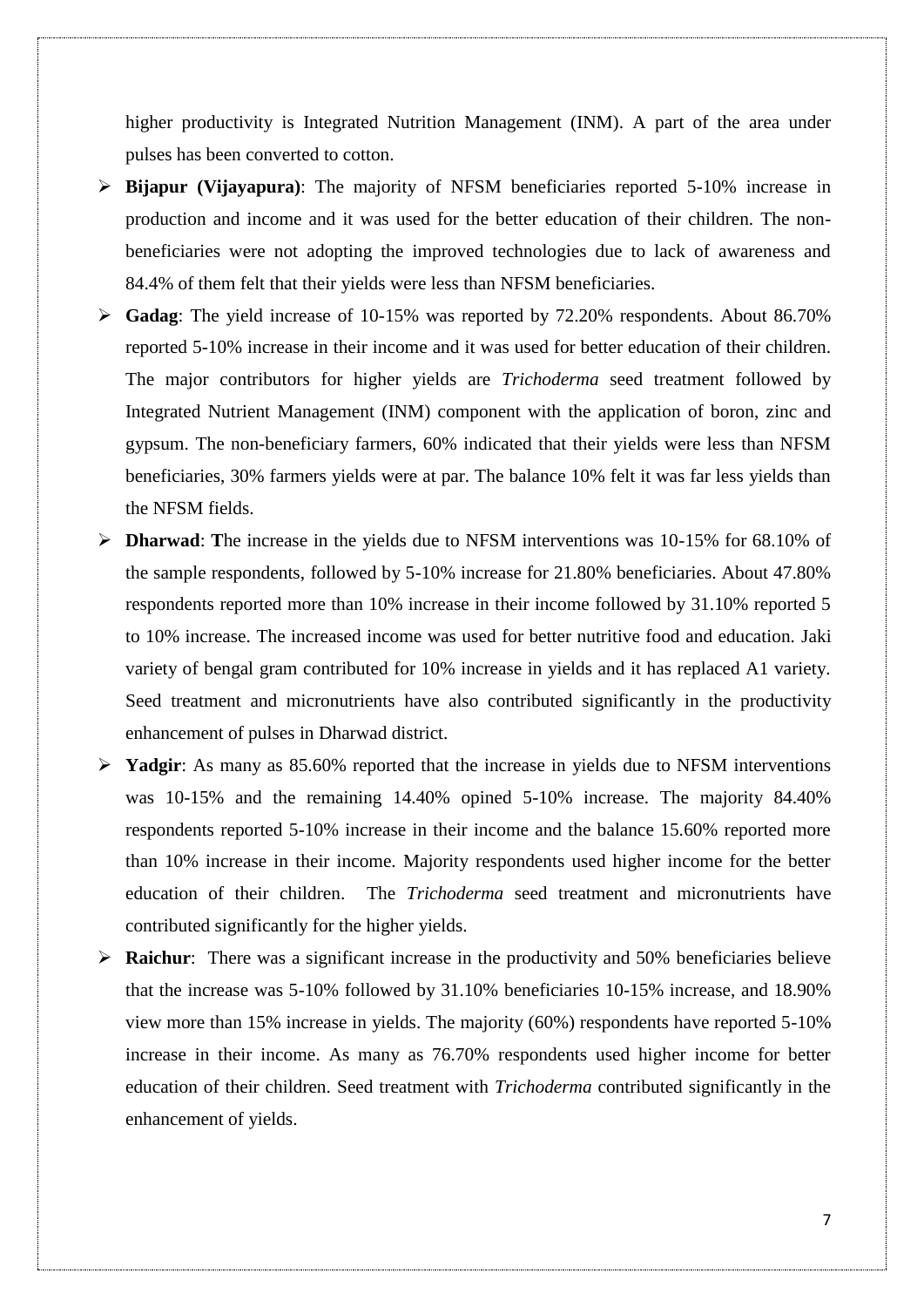higher productivity is Integrated Nutrition Management (INM). A part of the area under pulses has been converted to cotton.

- **Bijapur (Vijayapura)**: The majority of NFSM beneficiaries reported 5-10% increase in production and income and it was used for the better education of their children. The non-beneficiaries were not adopting the improved technologies due to lack of awareness and 84.4% of them felt that their yields were less than NFSM beneficiaries.
- **Gadag**: The yield increase of 10-15% was reported by 72.20% respondents. About 86.70% reported 5-10% increase in their income and it was used for better education of their children. The major contributors for higher yields are *Trichoderma* seed treatment followed by Integrated Nutrient Management (INM) component with the application of boron, zinc and gypsum. The non-beneficiary farmers, 60% indicated that their yields were less than NFSM beneficiaries, 30% farmers yields were at par. The balance 10% felt it was far less yields than the NFSM fields.
- **Dharwad**: **T**he increase in the yields due to NFSM interventions was 10-15% for 68.10% of the sample respondents, followed by 5-10% increase for 21.80% beneficiaries. About 47.80% respondents reported more than 10% increase in their income followed by 31.10% reported 5 to 10% increase. The increased income was used for better nutritive food and education. Jaki variety of bengal gram contributed for 10% increase in yields and it has replaced A1 variety. Seed treatment and micronutrients have also contributed significantly in the productivity enhancement of pulses in Dharwad district.
- **Yadgir**: As many as 85.60% reported that the increase in yields due to NFSM interventions was 10-15% and the remaining 14.40% opined 5-10% increase. The majority 84.40% respondents reported 5-10% increase in their income and the balance 15.60% reported more than 10% increase in their income. Majority respondents used higher income for the better education of their children. The *Trichoderma* seed treatment and micronutrients have contributed significantly for the higher yields.
- **Raichur**: There was a significant increase in the productivity and 50% beneficiaries believe that the increase was 5-10% followed by 31.10% beneficiaries 10-15% increase, and 18.90% view more than 15% increase in yields. The majority (60%) respondents have reported 5-10% increase in their income. As many as 76.70% respondents used higher income for better education of their children. Seed treatment with *Trichoderma* contributed significantly in the enhancement of yields.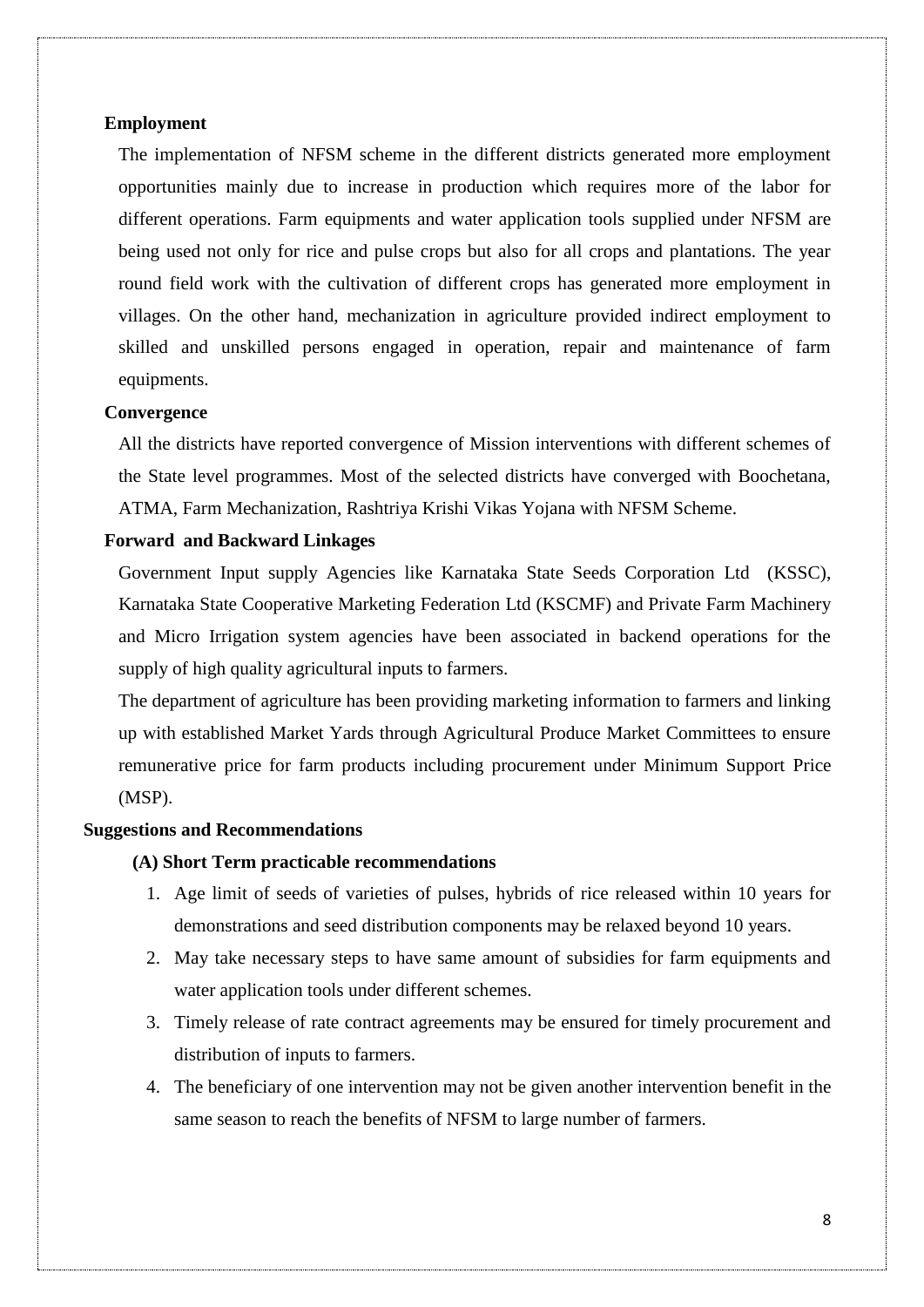**Employment**

The implementation of NFSM scheme in the different districts generated more employment opportunities mainly due to increase in production which requires more of the labor for different operations. Farm equipments and water application tools supplied under NFSM are being used not only for rice and pulse crops but also for all crops and plantations. The year round field work with the cultivation of different crops has generated more employment in villages. On the other hand, mechanization in agriculture provided indirect employment to skilled and unskilled persons engaged in operation, repair and maintenance of farm equipments.

**Convergence**

All the districts have reported convergence of Mission interventions with different schemes of the State level programmes. Most of the selected districts have converged with Boochetana, ATMA, Farm Mechanization, Rashtriya Krishi Vikas Yojana with NFSM Scheme.

**Forward and Backward Linkages**

Government Input supply Agencies like Karnataka State Seeds Corporation Ltd (KSSC), Karnataka State Cooperative Marketing Federation Ltd (KSCMF) and Private Farm Machinery and Micro Irrigation system agencies have been associated in backend operations for the supply of high quality agricultural inputs to farmers.

The department of agriculture has been providing marketing information to farmers and linking up with established Market Yards through Agricultural Produce Market Committees to ensure remunerative price for farm products including procurement under Minimum Support Price (MSP).

## Suggestions and Recommendations

### (A) Short Term practicable recommendations

1. Age limit of seeds of varieties of pulses, hybrids of rice released within 10 years for demonstrations and seed distribution components may be relaxed beyond 10 years.
2. May take necessary steps to have same amount of subsidies for farm equipments and water application tools under different schemes.
3. Timely release of rate contract agreements may be ensured for timely procurement and distribution of inputs to farmers.
4. The beneficiary of one intervention may not be given another intervention benefit in the same season to reach the benefits of NFSM to large number of farmers.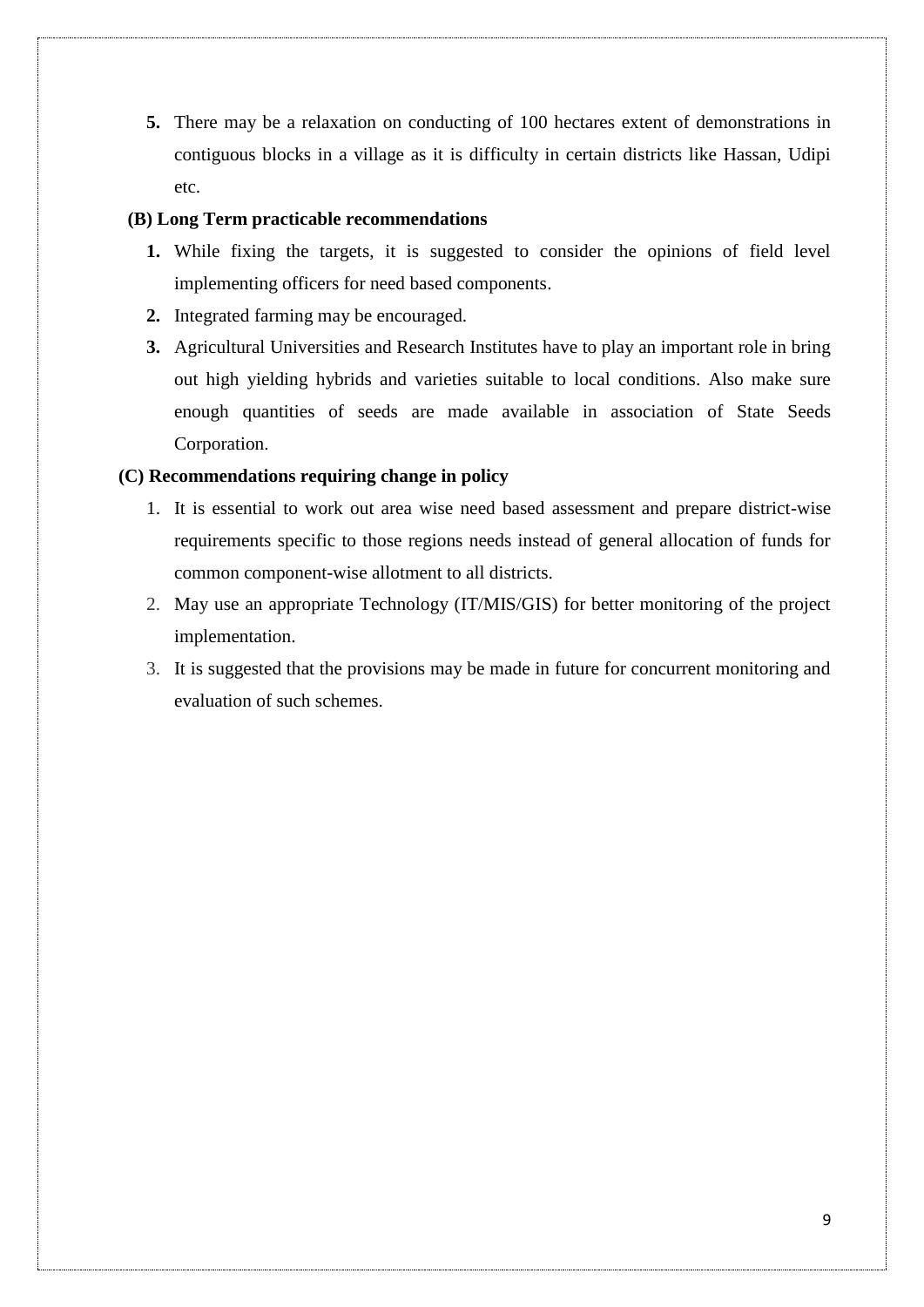5. There may be a relaxation on conducting of 100 hectares extent of demonstrations in contiguous blocks in a village as it is difficulty in certain districts like Hassan, Udipi etc.

**(B) Long Term practicable recommendations**

1. While fixing the targets, it is suggested to consider the opinions of field level implementing officers for need based components.
2. Integrated farming may be encouraged.
3. Agricultural Universities and Research Institutes have to play an important role in bring out high yielding hybrids and varieties suitable to local conditions. Also make sure enough quantities of seeds are made available in association of State Seeds Corporation.

**(C) Recommendations requiring change in policy**

1. It is essential to work out area wise need based assessment and prepare district-wise requirements specific to those regions needs instead of general allocation of funds for common component-wise allotment to all districts.
2. May use an appropriate Technology (IT/MIS/GIS) for better monitoring of the project implementation.
3. It is suggested that the provisions may be made in future for concurrent monitoring and evaluation of such schemes.